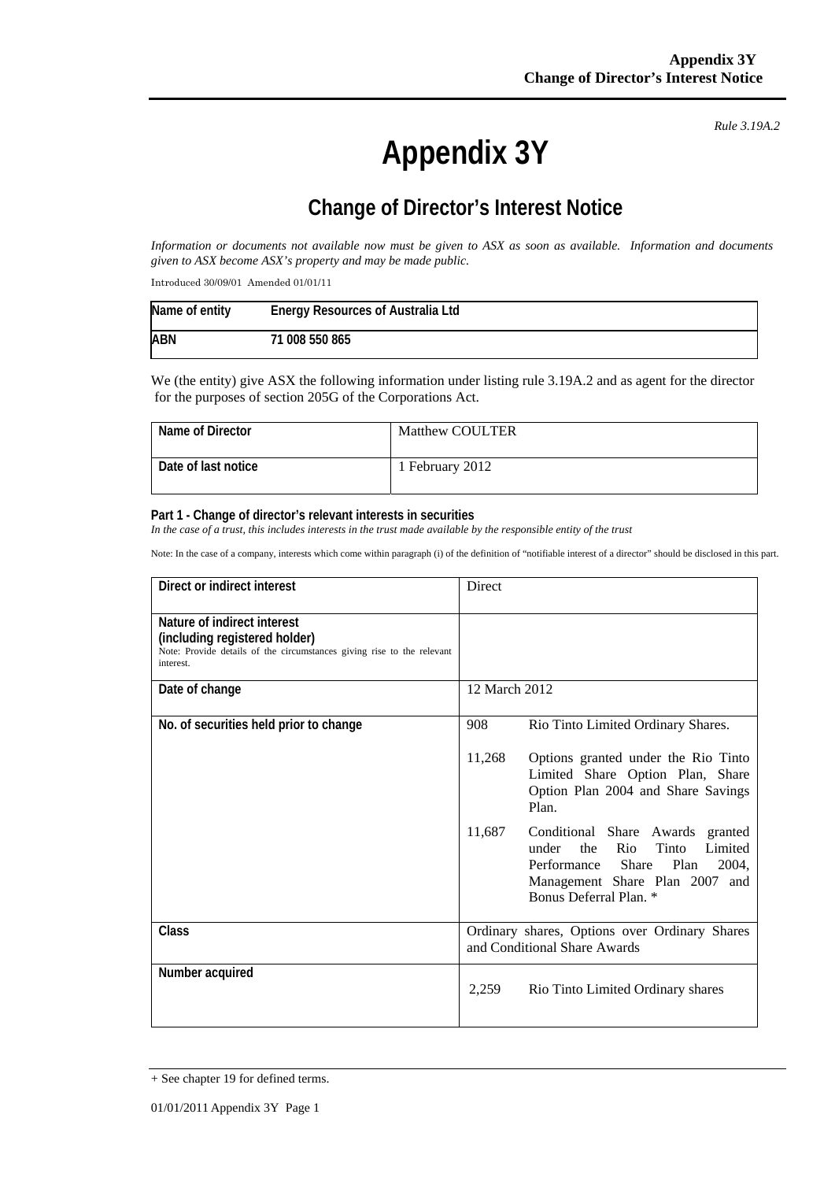*Rule 3.19A.2*

# Appendix 3Y

## Change of Director's Interest Notice

*Information or documents not available now must be given to ASX as soon as available. Information and documents given to ASX become ASX's property and may be made public.*

Introduced 30/09/01 Amended 01/01/11

| Name of entity | Energy Resources of Australia Ltd |
|---|---|
| ABN | 71 008 550 865 |

We (the entity) give ASX the following information under listing rule 3.19A.2 and as agent for the director for the purposes of section 205G of the Corporations Act.

| Name of Director | Matthew COULTER |
|---|---|
| Date of last notice | 1 February 2012 |

**Part 1 - Change of director's relevant interests in securities**
*In the case of a trust, this includes interests in the trust made available by the responsible entity of the trust*

Note: In the case of a company, interests which come within paragraph (i) of the definition of "notifiable interest of a director" should be disclosed in this part.

| | |
|---|---|
| **Direct or indirect interest** | Direct |
| **Nature of indirect interest (including registered holder)** Note: Provide details of the circumstances giving rise to the relevant interest. | |
| **Date of change** | 12 March 2012 |
| **No. of securities held prior to change** | 908 Rio Tinto Limited Ordinary Shares.<br><br>11,268 Options granted under the Rio Tinto Limited Share Option Plan, Share Option Plan 2004 and Share Savings Plan.<br><br>11,687 Conditional Share Awards granted under the Rio Tinto Limited Performance Share Plan 2004, Management Share Plan 2007 and Bonus Deferral Plan. * |
| **Class** | Ordinary shares, Options over Ordinary Shares and Conditional Share Awards |
| **Number acquired** | 2,259 Rio Tinto Limited Ordinary shares |

+ See chapter 19 for defined terms.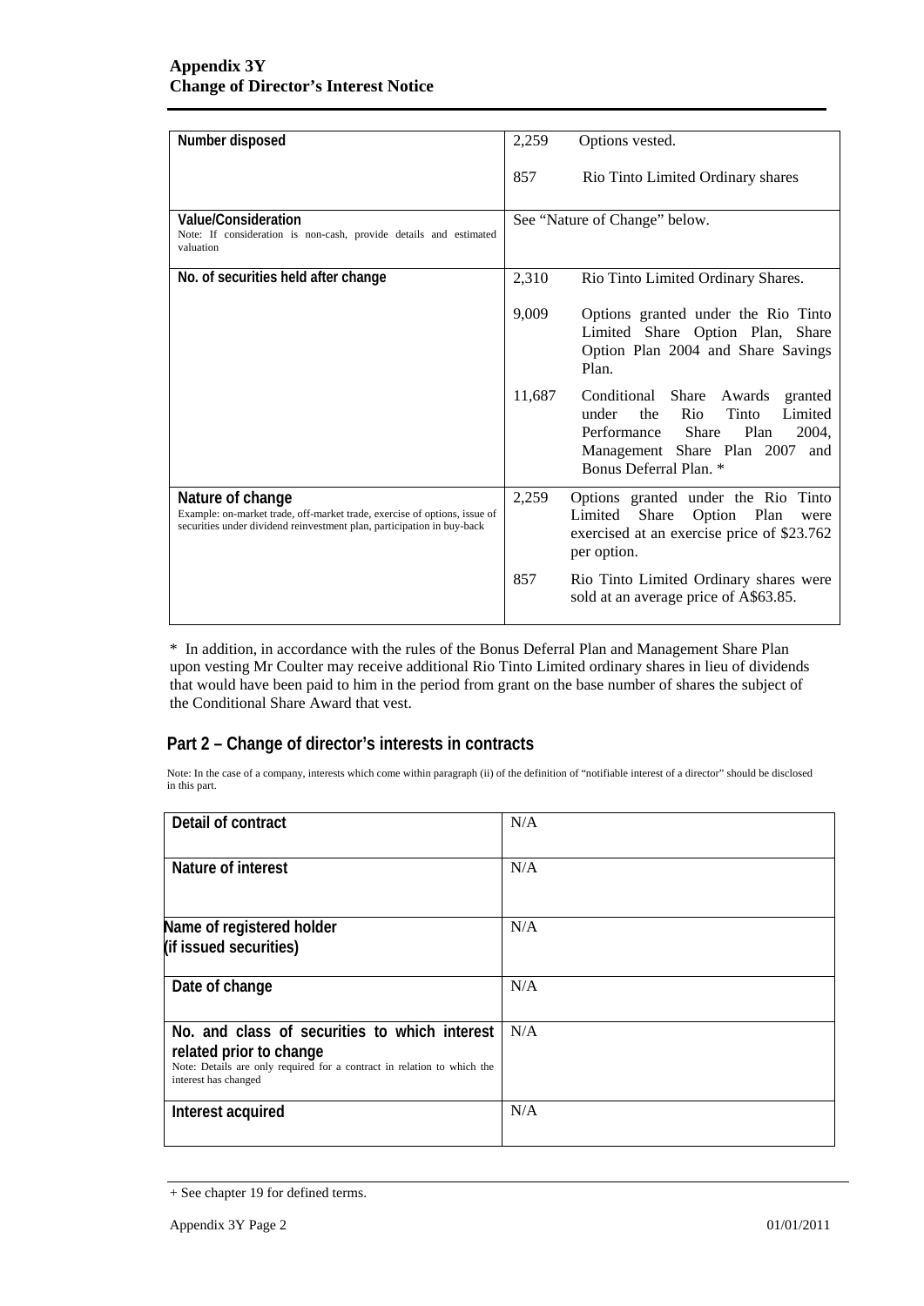| Number disposed | 2,259 Options vested.<br><br>857 Rio Tinto Limited Ordinary shares |
|---|---|
| **Value/Consideration**<br>Note: If consideration is non-cash, provide details and estimated valuation | See "Nature of Change" below. |
| **No. of securities held after change** | 2,310 Rio Tinto Limited Ordinary Shares.<br><br>9,009 Options granted under the Rio Tinto Limited Share Option Plan, Share Option Plan 2004 and Share Savings Plan.<br><br>11,687 Conditional Share Awards granted under the Rio Tinto Limited Performance Share Plan 2004, Management Share Plan 2007 and Bonus Deferral Plan. * |
| **Nature of change**<br>Example: on-market trade, off-market trade, exercise of options, issue of securities under dividend reinvestment plan, participation in buy-back | 2,259 Options granted under the Rio Tinto Limited Share Option Plan were exercised at an exercise price of $23.762 per option.<br><br>857 Rio Tinto Limited Ordinary shares were sold at an average price of A$63.85. |

* In addition, in accordance with the rules of the Bonus Deferral Plan and Management Share Plan upon vesting Mr Coulter may receive additional Rio Tinto Limited ordinary shares in lieu of dividends that would have been paid to him in the period from grant on the base number of shares the subject of the Conditional Share Award that vest.

## Part 2 – Change of director's interests in contracts

Note: In the case of a company, interests which come within paragraph (ii) of the definition of "notifiable interest of a director" should be disclosed in this part.

| Detail of contract | N/A |
|---|---|
| **Nature of interest** | N/A |
| **Name of registered holder (if issued securities)** | N/A |
| **Date of change** | N/A |
| **No. and class of securities to which interest related prior to change**<br>Note: Details are only required for a contract in relation to which the interest has changed | N/A |
| **Interest acquired** | N/A |

+ See chapter 19 for defined terms.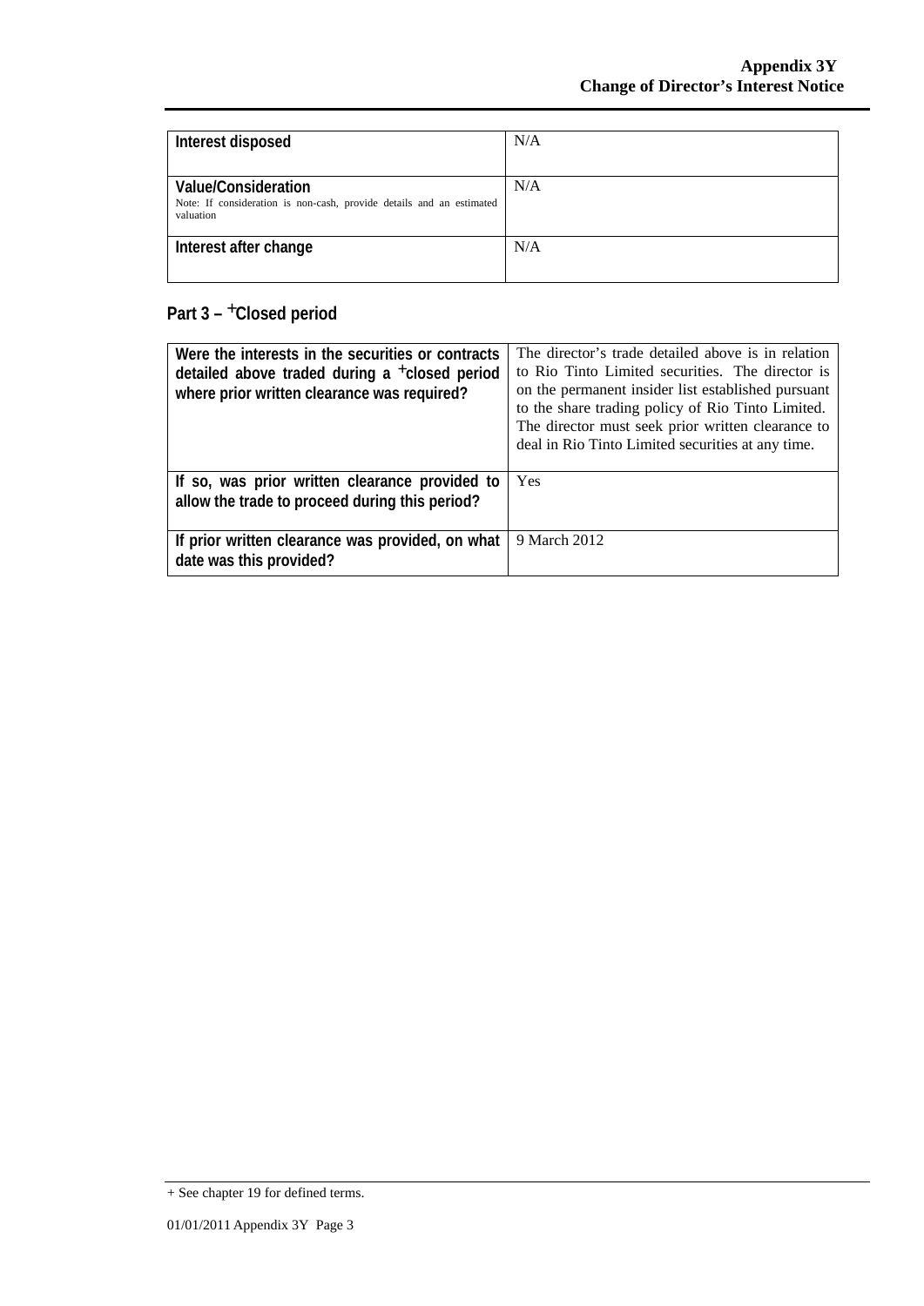| | |
|---|---|
| **Interest disposed** | N/A |
| **Value/Consideration**<br>Note: If consideration is non-cash, provide details and an estimated valuation | N/A |
| **Interest after change** | N/A |

## Part 3 – +Closed period

| | |
|---|---|
| **Were the interests in the securities or contracts detailed above traded during a +closed period where prior written clearance was required?** | The director's trade detailed above is in relation to Rio Tinto Limited securities. The director is on the permanent insider list established pursuant to the share trading policy of Rio Tinto Limited. The director must seek prior written clearance to deal in Rio Tinto Limited securities at any time. |
| **If so, was prior written clearance provided to allow the trade to proceed during this period?** | Yes |
| **If prior written clearance was provided, on what date was this provided?** | 9 March 2012 |

+ See chapter 19 for defined terms.